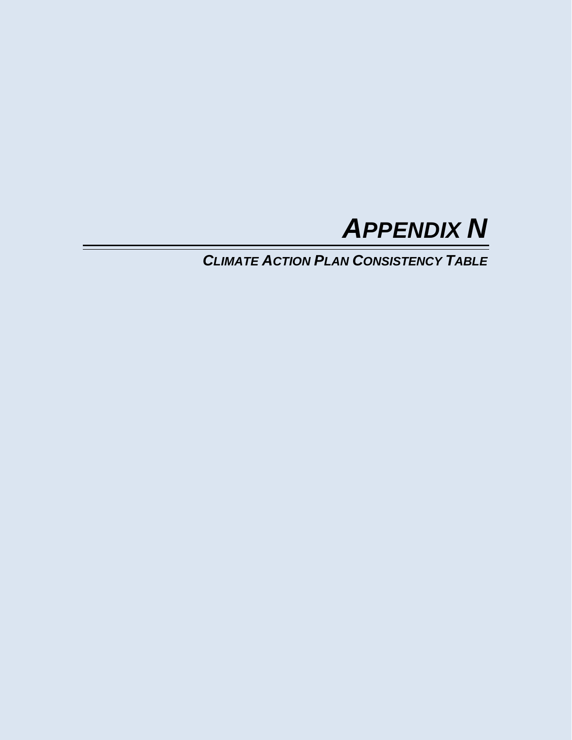# *APPENDIX N*

## *CLIMATE ACTION PLAN CONSISTENCY TABLE*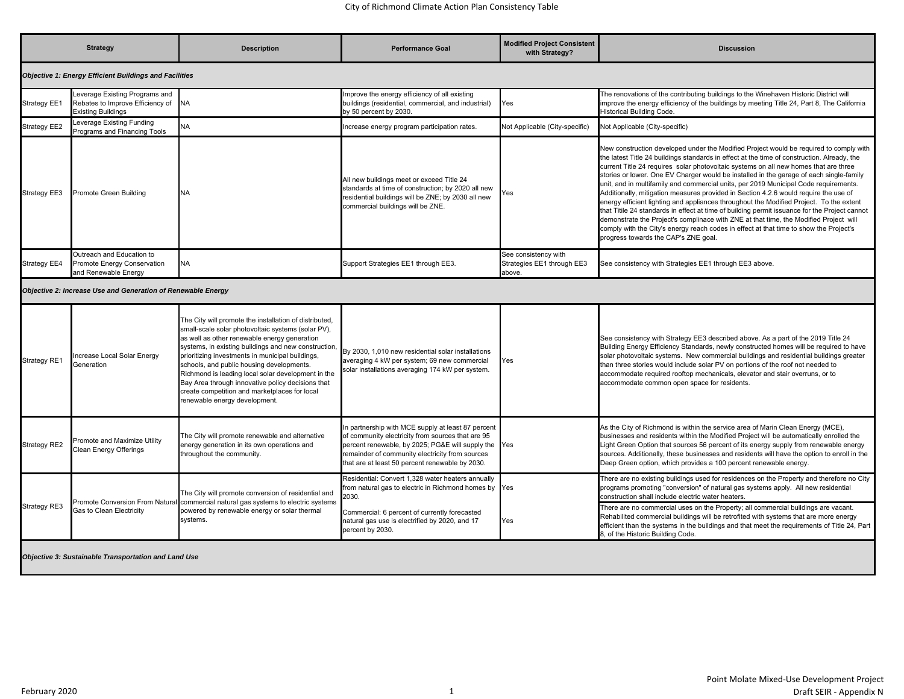# City of Richmond Climate Action Plan Consistency Table

| Strategy | | Description | Performance Goal | Modified Project Consistent with Strategy? | Discussion |
|---|---|---|---|---|---|
| ***Objective 1: Energy Efficient Buildings and Facilities*** | | | | | |
| Strategy EE1 | Leverage Existing Programs and Rebates to Improve Efficiency of Existing Buildings | NA | Improve the energy efficiency of all existing buildings (residential, commercial, and industrial) by 50 percent by 2030. | Yes | The renovations of the contributing buildings to the Winehaven Historic District will improve the energy efficiency of the buildings by meeting Title 24, Part 8, The California Historical Building Code. |
| Strategy EE2 | Leverage Existing Funding Programs and Financing Tools | NA | Increase energy program participation rates. | Not Applicable (City-specific) | Not Applicable (City-specific) |
| Strategy EE3 | Promote Green Building | NA | All new buildings meet or exceed Title 24 standards at time of construction; by 2020 all new residential buildings will be ZNE; by 2030 all new commercial buildings will be ZNE. | Yes | New construction developed under the Modified Project would be required to comply with the latest Title 24 buildings standards in effect at the time of construction. Already, the current Title 24 requires solar photovoltaic systems on all new homes that are three stories or lower. One EV Charger would be installed in the garage of each single-family unit, and in multifamily and commercial units, per 2019 Municipal Code requirements. Additionally, mitigation measures provided in Section 4.2.6 would require the use of energy efficient lighting and appliances throughout the Modified Project. To the extent that Titile 24 standards in effect at time of building permit issuance for the Project cannot demonstrate the Project's complinace with ZNE at that time, the Modified Project will comply with the City's energy reach codes in effect at that time to show the Project's progress towards the CAP's ZNE goal. |
| Strategy EE4 | Outreach and Education to Promote Energy Conservation and Renewable Energy | NA | Support Strategies EE1 through EE3. | See consistency with Strategies EE1 through EE3 above. | See consistency with Strategies EE1 through EE3 above. |
| ***Objective 2: Increase Use and Generation of Renewable Energy*** | | | | | |
| Strategy RE1 | Increase Local Solar Energy Generation | The City will promote the installation of distributed, small-scale solar photovoltaic systems (solar PV), as well as other renewable energy generation systems, in existing buildings and new construction, prioritizing investments in municipal buildings, schools, and public housing developments. Richmond is leading local solar development in the Bay Area through innovative policy decisions that create competition and marketplaces for local renewable energy development. | By 2030, 1,010 new residential solar installations averaging 4 kW per system; 69 new commercial solar installations averaging 174 kW per system. | Yes | See consistency with Strategy EE3 described above. As a part of the 2019 Title 24 Building Energy Efficiency Standards, newly constructed homes will be required to have solar photovoltaic systems. New commercial buildings and residential buildings greater than three stories would include solar PV on portions of the roof not needed to accommodate required rooftop mechanicals, elevator and stair overruns, or to accommodate common open space for residents. |
| Strategy RE2 | Promote and Maximize Utility Clean Energy Offerings | The City will promote renewable and alternative energy generation in its own operations and throughout the community. | In partnership with MCE supply at least 87 percent of community electricity from sources that are 95 percent renewable, by 2025; PG&E will supply the remainder of community electricity from sources that are at least 50 percent renewable by 2030. | Yes | As the City of Richmond is within the service area of Marin Clean Energy (MCE), businesses and residents within the Modified Project will be automatically enrolled the Light Green Option that sources 56 percent of its energy supply from renewable energy sources. Additionally, these businesses and residents will have the option to enroll in the Deep Green option, which provides a 100 percent renewable energy. |
| Strategy RE3 | Promote Conversion From Natural Gas to Clean Electricity | The City will promote conversion of residential and commercial natural gas systems to electric systems powered by renewable energy or solar thermal systems. | Residential: Convert 1,328 water heaters annually from natural gas to electric in Richmond homes by 2030. | Yes | There are no existing buildings used for residences on the Property and therefore no City programs promoting "conversion" of natural gas systems apply. All new residential construction shall include electric water heaters. |
| | | | Commercial: 6 percent of currently forecasted natural gas use is electrified by 2020, and 17 percent by 2030. | Yes | There are no commercial uses on the Property; all commercial buildings are vacant. Rehabilited commercial buildings will be retrofited with systems that are more energy efficient than the systems in the buildings and that meet the requirements of Title 24, Part 8, of the Historic Building Code. |
| ***Objective 3: Sustainable Transportation and Land Use*** | | | | | |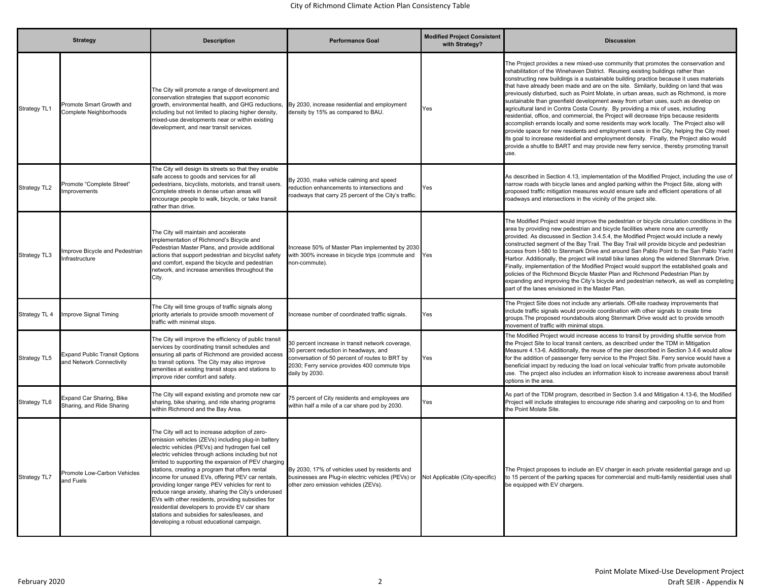| Strategy | | Description | Performance Goal | Modified Project Consistent with Strategy? | Discussion |
|---|---|---|---|---|---|
| Strategy TL1 | Promote Smart Growth and Complete Neighborhoods | The City will promote a range of development and conservation strategies that support economic growth, environmental health, and GHG reductions, including but not limited to placing higher density, mixed-use developments near or within existing development, and near transit services. | By 2030, increase residential and employment density by 15% as compared to BAU. | Yes | The Project provides a new mixed-use community that promotes the conservation and rehabilitation of the Winehaven District. Reusing existing buildings rather than constructing new buildings is a sustainable building practice because it uses materials that have already been made and are on the site. Similarly, building on land that was previously disturbed, such as Point Molate, in urban areas, such as Richmond, is more sustainable than greenfield development away from urban uses, such as develop on agricultural land in Contra Costa County. By providing a mix of uses, including residential, office, and commercial, the Project will decrease trips because residents accomplish errands locally and some residents may work locally. The Project also will provide space for new residents and employment uses in the City, helping the City meet its goal to increase residential and employment density. Finally, the Project also would provide a shuttle to BART and may provide new ferry service, thereby promoting transit use. |
| Strategy TL2 | Promote “Complete Street” Improvements | The City will design its streets so that they enable safe access to goods and services for all pedestrians, bicyclists, motorists, and transit users. Complete streets in dense urban areas will encourage people to walk, bicycle, or take transit rather than drive. | By 2030, make vehicle calming and speed reduction enhancements to intersections and roadways that carry 25 percent of the City's traffic. | Yes | As described in Section 4.13, implementation of the Modified Project, including the use of narrow roads with bicycle lanes and angled parking within the Project Site, along with proposed traffic mitigation measures would ensure safe and efficient operations of all roadways and intersections in the vicinity of the project site. |
| Strategy TL3 | Improve Bicycle and Pedestrian Infrastructure | The City will maintain and accelerate implementation of Richmond's Bicycle and Pedestrian Master Plans, and provide additional actions that support pedestrian and bicyclist safety and comfort, expand the bicycle and pedestrian network, and increase amenities throughout the City. | Increase 50% of Master Plan implemented by 2030 with 300% increase in bicycle trips (commute and non-commute). | Yes | The Modified Project would improve the pedestrian or bicycle circulation conditions in the area by providing new pedestrian and bicycle facilities where none are currently provided. As discussed in Section 3.4.5.4, the Modified Project would include a newly constructed segment of the Bay Trail. The Bay Trail will provide bicycle and pedestrian access from I-580 to Stenmark Drive and around San Pablo Point to the San Pablo Yacht Harbor. Additionally, the project will install bike lanes along the widened Stenmark Drive. Finally, implementation of the Modified Project would support the established goals and policies of the Richmond Bicycle Master Plan and Richmond Pedestrian Plan by expanding and improving the City's bicycle and pedestrian network, as well as completing part of the lanes envisioned in the Master Plan. |
| Strategy TL 4 | Improve Signal Timing | The City will time groups of traffic signals along priority arterials to provide smooth movement of traffic with minimal stops. | Increase number of coordinated traffic signals. | Yes | The Project Site does not include any artierials. Off-site roadway improvements that include traffic signals would provide coordination with other signals to create time groups.The proposed roundabouts along Stenmark Drive would act to provide smooth movement of traffic with minimal stops. |
| Strategy TL5 | Expand Public Transit Options and Network Connectivity | The City will improve the efficiency of public transit services by coordinating transit schedules and ensuring all parts of Richmond are provided access to transit options. The City may also improve amenities at existing transit stops and stations to improve rider comfort and safety. | 30 percent increase in transit network coverage, 30 percent reduction in headways, and conversation of 50 percent of routes to BRT by 2030; Ferry service provides 400 commute trips daily by 2030. | Yes | The Modified Project would increase access to transit by providing shuttle service from the Project Site to local transit centers, as described under the TDM in Mitigation Measure 4.13-6. Additionally, the reuse of the pier described in Section 3.4.6 would allow for the addition of passenger ferry service to the Project Site. Ferry service would have a beneficial impact by reducing the load on local vehicular traffic from private automobile use. The project also includes an information kisok to increase awareness about transit options in the area. |
| Strategy TL6 | Expand Car Sharing, Bike Sharing, and Ride Sharing | The City will expand existing and promote new car sharing, bike sharing, and ride sharing programs within Richmond and the Bay Area. | 75 percent of City residents and employees are within half a mile of a car share pod by 2030. | Yes | As part of the TDM program, described in Section 3.4 and Mitigation 4.13-6, the Modified Project will include strategies to encourage ride sharing and carpooling on to and from the Point Molate Site. |
| Strategy TL7 | Promote Low-Carbon Vehicles and Fuels | The City will act to increase adoption of zero-emission vehicles (ZEVs) including plug-in battery electric vehicles (PEVs) and hydrogen fuel cell electric vehicles through actions including but not limited to supporting the expansion of PEV charging stations, creating a program that offers rental income for unused EVs, offering PEV car rentals, providing longer range PEV vehicles for rent to reduce range anxiety, sharing the City's underused EVs with other residents, providing subsidies for residential developers to provide EV car share stations and subsidies for sales/leases, and developing a robust educational campaign. | By 2030, 17% of vehicles used by residents and businesses are Plug-in electric vehicles (PEVs) or other zero emission vehicles (ZEVs). | Not Applicable (City-specific) | The Project proposes to include an EV charger in each private residential garage and up to 15 percent of the parking spaces for commercial and multi-family residential uses shall be equipped with EV chargers. |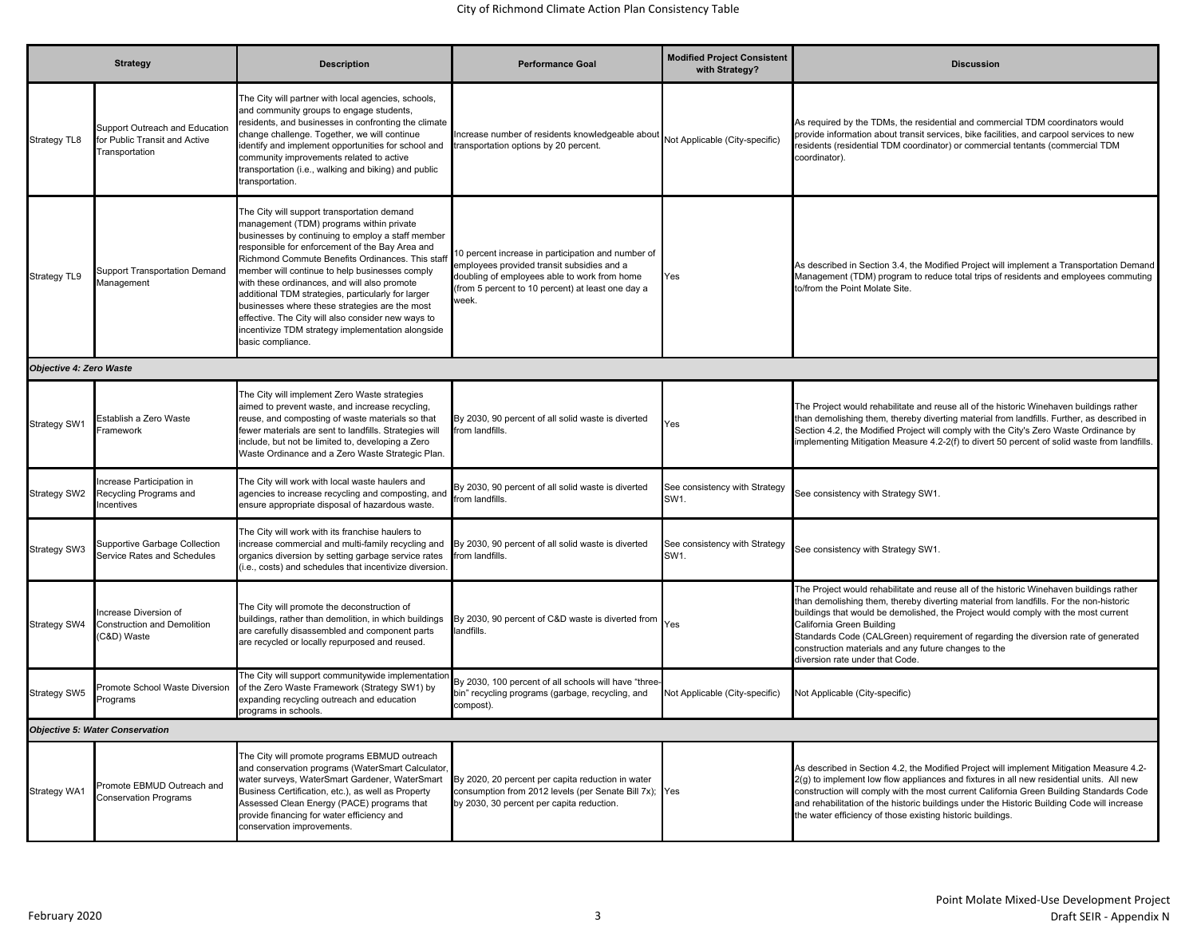| Strategy | | Description | Performance Goal | Modified Project Consistent with Strategy? | Discussion |
|---|---|---|---|---|---|
| Strategy TL8 | Support Outreach and Education for Public Transit and Active Transportation | The City will partner with local agencies, schools, and community groups to engage students, residents, and businesses in confronting the climate change challenge. Together, we will continue identify and implement opportunities for school and community improvements related to active transportation (i.e., walking and biking) and public transportation. | Increase number of residents knowledgeable about transportation options by 20 percent. | Not Applicable (City-specific) | As required by the TDMs, the residential and commercial TDM coordinators would provide information about transit services, bike facilities, and carpool services to new residents (residential TDM coordinator) or commercial tentants (commercial TDM coordinator). |
| Strategy TL9 | Support Transportation Demand Management | The City will support transportation demand management (TDM) programs within private businesses by continuing to employ a staff member responsible for enforcement of the Bay Area and Richmond Commute Benefits Ordinances. This staff member will continue to help businesses comply with these ordinances, and will also promote additional TDM strategies, particularly for larger businesses where these strategies are the most effective. The City will also consider new ways to incentivize TDM strategy implementation alongside basic compliance. | 10 percent increase in participation and number of employees provided transit subsidies and a doubling of employees able to work from home (from 5 percent to 10 percent) at least one day a week. | Yes | As described in Section 3.4, the Modified Project will implement a Transportation Demand Management (TDM) program to reduce total trips of residents and employees commuting to/from the Point Molate Site. |
| ***Objective 4: Zero Waste*** | | | | | |
| Strategy SW1 | Establish a Zero Waste Framework | The City will implement Zero Waste strategies aimed to prevent waste, and increase recycling, reuse, and composting of waste materials so that fewer materials are sent to landfills. Strategies will include, but not be limited to, developing a Zero Waste Ordinance and a Zero Waste Strategic Plan. | By 2030, 90 percent of all solid waste is diverted from landfills. | Yes | The Project would rehabilitate and reuse all of the historic Winehaven buildings rather than demolishing them, thereby diverting material from landfills. Further, as described in Section 4.2, the Modified Project will comply with the City's Zero Waste Ordinance by implementing Mitigation Measure 4.2-2(f) to divert 50 percent of solid waste from landfills. |
| Strategy SW2 | Increase Participation in Recycling Programs and Incentives | The City will work with local waste haulers and agencies to increase recycling and composting, and ensure appropriate disposal of hazardous waste. | By 2030, 90 percent of all solid waste is diverted from landfills. | See consistency with Strategy SW1. | See consistency with Strategy SW1. |
| Strategy SW3 | Supportive Garbage Collection Service Rates and Schedules | The City will work with its franchise haulers to increase commercial and multi-family recycling and organics diversion by setting garbage service rates (i.e., costs) and schedules that incentivize diversion. | By 2030, 90 percent of all solid waste is diverted from landfills. | See consistency with Strategy SW1. | See consistency with Strategy SW1. |
| Strategy SW4 | Increase Diversion of Construction and Demolition (C&D) Waste | The City will promote the deconstruction of buildings, rather than demolition, in which buildings are carefully disassembled and component parts are recycled or locally repurposed and reused. | By 2030, 90 percent of C&D waste is diverted from landfills. | Yes | The Project would rehabilitate and reuse all of the historic Winehaven buildings rather than demolishing them, thereby diverting material from landfills. For the non-historic buildings that would be demolished, the Project would comply with the most current California Green Building Standards Code (CALGreen) requirement of regarding the diversion rate of generated construction materials and any future changes to the diversion rate under that Code. |
| Strategy SW5 | Promote School Waste Diversion Programs | The City will support communitywide implementation of the Zero Waste Framework (Strategy SW1) by expanding recycling outreach and education programs in schools. | By 2030, 100 percent of all schools will have "three-bin" recycling programs (garbage, recycling, and compost). | Not Applicable (City-specific) | Not Applicable (City-specific) |
| ***Objective 5: Water Conservation*** | | | | | |
| Strategy WA1 | Promote EBMUD Outreach and Conservation Programs | The City will promote programs EBMUD outreach and conservation programs (WaterSmart Calculator, water surveys, WaterSmart Gardener, WaterSmart Business Certification, etc.), as well as Property Assessed Clean Energy (PACE) programs that provide financing for water efficiency and conservation improvements. | By 2020, 20 percent per capita reduction in water consumption from 2012 levels (per Senate Bill 7x); by 2030, 30 percent per capita reduction. | Yes | As described in Section 4.2, the Modified Project will implement Mitigation Measure 4.2-2(g) to implement low flow appliances and fixtures in all new residential units. All new construction will comply with the most current California Green Building Standards Code and rehabilitation of the historic buildings under the Historic Building Code will increase the water efficiency of those existing historic buildings. |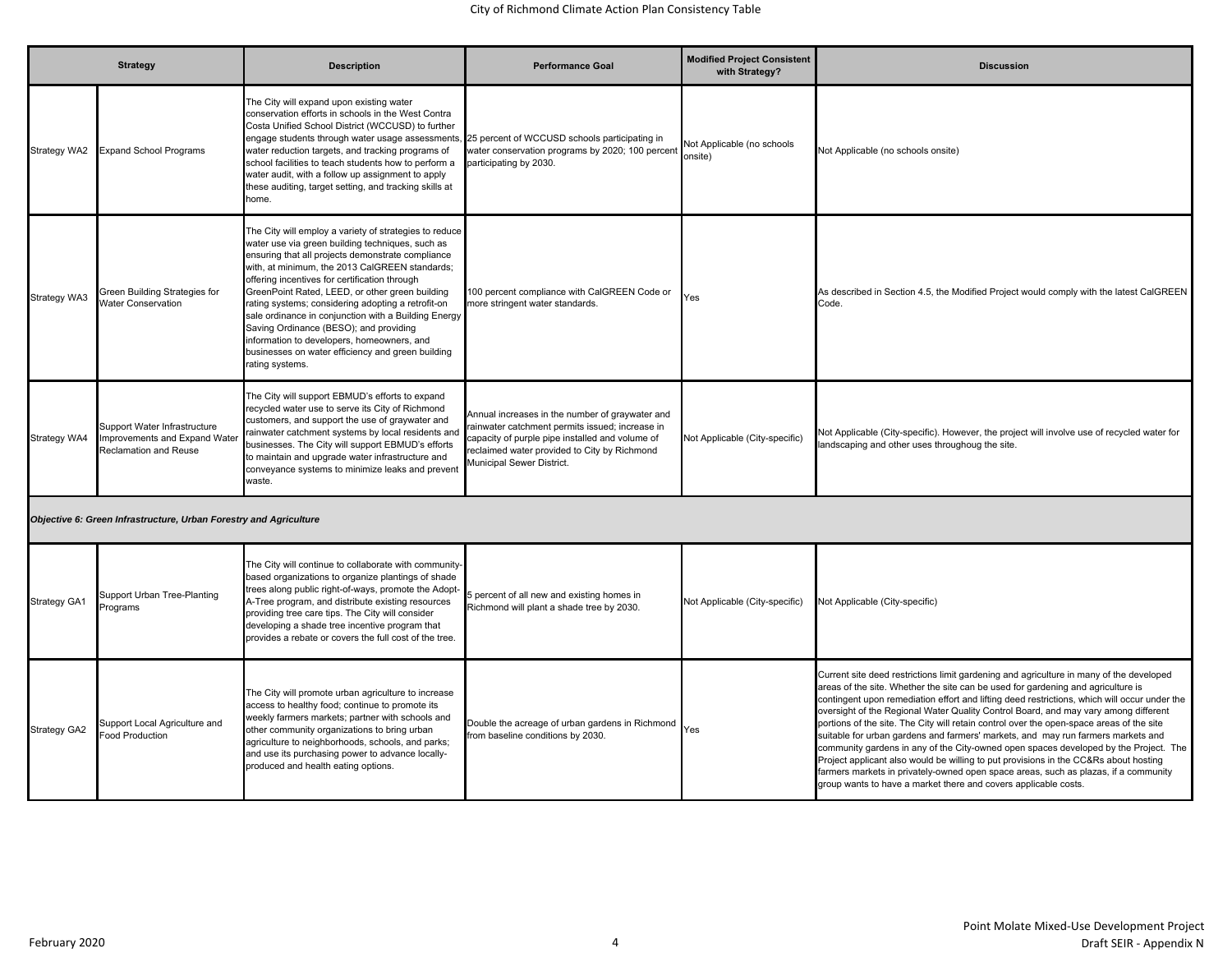| Strategy | | Description | Performance Goal | Modified Project Consistent with Strategy? | Discussion |
|---|---|---|---|---|---|
| Strategy WA2 | Expand School Programs | The City will expand upon existing water conservation efforts in schools in the West Contra Costa Unified School District (WCCUSD) to further engage students through water usage assessments, water reduction targets, and tracking programs of school facilities to teach students how to perform a water audit, with a follow up assignment to apply these auditing, target setting, and tracking skills at home. | 25 percent of WCCUSD schools participating in water conservation programs by 2020; 100 percent participating by 2030. | Not Applicable (no schools onsite) | Not Applicable (no schools onsite) |
| Strategy WA3 | Green Building Strategies for Water Conservation | The City will employ a variety of strategies to reduce water use via green building techniques, such as ensuring that all projects demonstrate compliance with, at minimum, the 2013 CalGREEN standards; offering incentives for certification through GreenPoint Rated, LEED, or other green building rating systems; considering adopting a retrofit-on sale ordinance in conjunction with a Building Energy Saving Ordinance (BESO); and providing information to developers, homeowners, and businesses on water efficiency and green building rating systems. | 100 percent compliance with CalGREEN Code or more stringent water standards. | Yes | As described in Section 4.5, the Modified Project would comply with the latest CalGREEN Code. |
| Strategy WA4 | Support Water Infrastructure Improvements and Expand Water Reclamation and Reuse | The City will support EBMUD's efforts to expand recycled water use to serve its City of Richmond customers, and support the use of graywater and rainwater catchment systems by local residents and businesses. The City will support EBMUD's efforts to maintain and upgrade water infrastructure and conveyance systems to minimize leaks and prevent waste. | Annual increases in the number of graywater and rainwater catchment permits issued; increase in capacity of purple pipe installed and volume of reclaimed water provided to City by Richmond Municipal Sewer District. | Not Applicable (City-specific) | Not Applicable (City-specific). However, the project will involve use of recycled water for landscaping and other uses throughoug the site. |
| ***Objective 6: Green Infrastructure, Urban Forestry and Agriculture*** | | | | | |
| Strategy GA1 | Support Urban Tree-Planting Programs | The City will continue to collaborate with community-based organizations to organize plantings of shade trees along public right-of-ways, promote the Adopt-A-Tree program, and distribute existing resources providing tree care tips. The City will consider developing a shade tree incentive program that provides a rebate or covers the full cost of the tree. | 5 percent of all new and existing homes in Richmond will plant a shade tree by 2030. | Not Applicable (City-specific) | Not Applicable (City-specific) |
| Strategy GA2 | Support Local Agriculture and Food Production | The City will promote urban agriculture to increase access to healthy food; continue to promote its weekly farmers markets; partner with schools and other community organizations to bring urban agriculture to neighborhoods, schools, and parks; and use its purchasing power to advance locally-produced and health eating options. | Double the acreage of urban gardens in Richmond from baseline conditions by 2030. | Yes | Current site deed restrictions limit gardening and agriculture in many of the developed areas of the site. Whether the site can be used for gardening and agriculture is contingent upon remediation effort and lifting deed restrictions, which will occur under the oversight of the Regional Water Quality Control Board, and may vary among different portions of the site. The City will retain control over the open-space areas of the site suitable for urban gardens and farmers' markets, and may run farmers markets and community gardens in any of the City-owned open spaces developed by the Project. The Project applicant also would be willing to put provisions in the CC&Rs about hosting farmers markets in privately-owned open space areas, such as plazas, if a community group wants to have a market there and covers applicable costs. |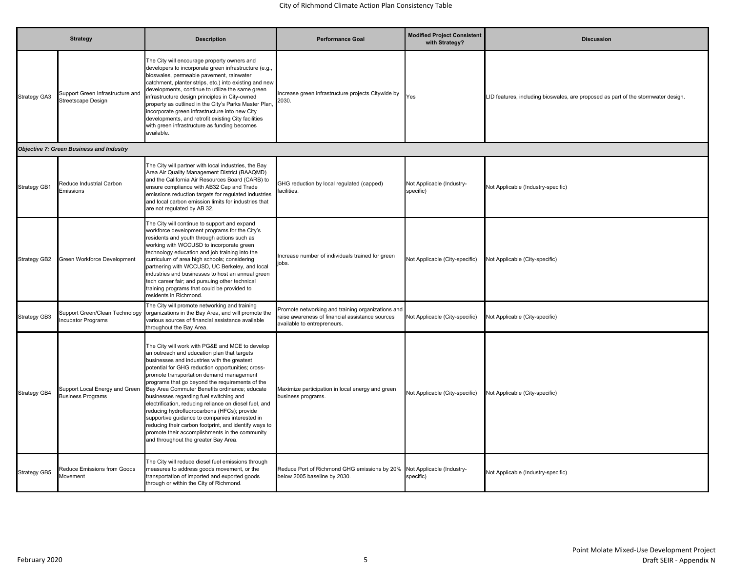| Strategy | | Description | Performance Goal | Modified Project Consistent with Strategy? | Discussion |
|---|---|---|---|---|---|
| Strategy GA3 | Support Green Infrastructure and Streetscape Design | The City will encourage property owners and developers to incorporate green infrastructure (e.g., bioswales, permeable pavement, rainwater catchment, planter strips, etc.) into existing and new developments, continue to utilize the same green infrastructure design principles in City-owned property as outlined in the City's Parks Master Plan, incorporate green infrastructure into new City developments, and retrofit existing City facilities with green infrastructure as funding becomes available. | Increase green infrastructure projects Citywide by 2030. | Yes | LID features, including bioswales, are proposed as part of the stormwater design. |
| ***Objective 7: Green Business and Industry*** | | | | | |
| Strategy GB1 | Reduce Industrial Carbon Emissions | The City will partner with local industries, the Bay Area Air Quality Management District (BAAQMD) and the California Air Resources Board (CARB) to ensure compliance with AB32 Cap and Trade emissions reduction targets for regulated industries and local carbon emission limits for industries that are not regulated by AB 32. | GHG reduction by local regulated (capped) facilities. | Not Applicable (Industry-specific) | Not Applicable (Industry-specific) |
| Strategy GB2 | Green Workforce Development | The City will continue to support and expand workforce development programs for the City's residents and youth through actions such as working with WCCUSD to incorporate green technology education and job training into the curriculum of area high schools; considering partnering with WCCUSD, UC Berkeley, and local industries and businesses to host an annual green tech career fair; and pursuing other technical training programs that could be provided to residents in Richmond. | Increase number of individuals trained for green jobs. | Not Applicable (City-specific) | Not Applicable (City-specific) |
| Strategy GB3 | Support Green/Clean Technology Incubator Programs | The City will promote networking and training organizations in the Bay Area, and will promote the various sources of financial assistance available throughout the Bay Area. | Promote networking and training organizations and raise awareness of financial assistance sources available to entrepreneurs. | Not Applicable (City-specific) | Not Applicable (City-specific) |
| Strategy GB4 | Support Local Energy and Green Business Programs | The City will work with PG&E and MCE to develop an outreach and education plan that targets businesses and industries with the greatest potential for GHG reduction opportunities; cross-promote transportation demand management programs that go beyond the requirements of the Bay Area Commuter Benefits ordinance; educate businesses regarding fuel switching and electrification, reducing reliance on diesel fuel, and reducing hydrofluorocarbons (HFCs); provide supportive guidance to companies interested in reducing their carbon footprint, and identify ways to promote their accomplishments in the community and throughout the greater Bay Area. | Maximize participation in local energy and green business programs. | Not Applicable (City-specific) | Not Applicable (City-specific) |
| Strategy GB5 | Reduce Emissions from Goods Movement | The City will reduce diesel fuel emissions through measures to address goods movement, or the transportation of imported and exported goods through or within the City of Richmond. | Reduce Port of Richmond GHG emissions by 20% below 2005 baseline by 2030. | Not Applicable (Industry-specific) | Not Applicable (Industry-specific) |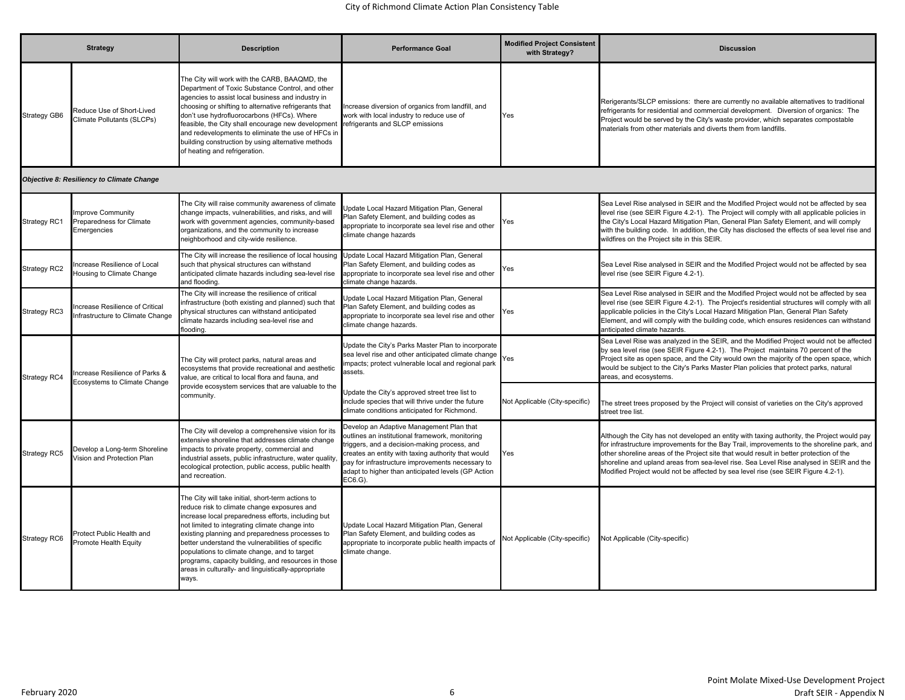| Strategy | | Description | Performance Goal | Modified Project Consistent with Strategy? | Discussion |
|---|---|---|---|---|---|
| Strategy GB6 | Reduce Use of Short-Lived Climate Pollutants (SLCPs) | The City will work with the CARB, BAAQMD, the Department of Toxic Substance Control, and other agencies to assist local business and industry in choosing or shifting to alternative refrigerants that don't use hydrofluorocarbons (HFCs). Where feasible, the City shall encourage new development and redevelopments to eliminate the use of HFCs in building construction by using alternative methods of heating and refrigeration. | Increase diversion of organics from landfill, and work with local industry to reduce use of refrigerants and SLCP emissions | Yes | Rerigerants/SLCP emissions: there are currently no available alternatives to traditional refrigerants for residential and commercial development. Diversion of organics: The Project would be served by the City's waste provider, which separates compostable materials from other materials and diverts them from landfills. |
| ***Objective 8: Resiliency to Climate Change*** | | | | | |
| Strategy RC1 | Improve Community Preparedness for Climate Emergencies | The City will raise community awareness of climate change impacts, vulnerabilities, and risks, and will work with government agencies, community-based organizations, and the community to increase neighborhood and city-wide resilience. | Update Local Hazard Mitigation Plan, General Plan Safety Element, and building codes as appropriate to incorporate sea level rise and other climate change hazards | Yes | Sea Level Rise analysed in SEIR and the Modified Project would not be affected by sea level rise (see SEIR Figure 4.2-1). The Project will comply with all applicable policies in the City's Local Hazard Mitigation Plan, General Plan Safety Element, and will comply with the building code. In addition, the City has disclosed the effects of sea level rise and wildfires on the Project site in this SEIR. |
| Strategy RC2 | Increase Resilience of Local Housing to Climate Change | The City will increase the resilience of local housing such that physical structures can withstand anticipated climate hazards including sea-level rise and flooding. | Update Local Hazard Mitigation Plan, General Plan Safety Element, and building codes as appropriate to incorporate sea level rise and other climate change hazards. | Yes | Sea Level Rise analysed in SEIR and the Modified Project would not be affected by sea level rise (see SEIR Figure 4.2-1). |
| Strategy RC3 | Increase Resilience of Critical Infrastructure to Climate Change | The City will increase the resilience of critical infrastructure (both existing and planned) such that physical structures can withstand anticipated climate hazards including sea-level rise and flooding. | Update Local Hazard Mitigation Plan, General Plan Safety Element, and building codes as appropriate to incorporate sea level rise and other climate change hazards. | Yes | Sea Level Rise analysed in SEIR and the Modified Project would not be affected by sea level rise (see SEIR Figure 4.2-1). The Project's residential structures will comply with all applicable policies in the City's Local Hazard Mitigation Plan, General Plan Safety Element, and will comply with the building code, which ensures residences can withstand anticipated climate hazards. |
| Strategy RC4 | Increase Resilience of Parks & Ecosystems to Climate Change | The City will protect parks, natural areas and ecosystems that provide recreational and aesthetic value, are critical to local flora and fauna, and provide ecosystem services that are valuable to the community. | Update the City's Parks Master Plan to incorporate sea level rise and other anticipated climate change impacts; protect vulnerable local and regional park assets. | Yes | Sea Level Rise was analyzed in the SEIR, and the Modified Project would not be affected by sea level rise (see SEIR Figure 4.2-1). The Project maintains 70 percent of the Project site as open space, and the City would own the majority of the open space, which would be subject to the City's Parks Master Plan policies that protect parks, natural areas, and ecosystems. |
| | | | Update the City's approved street tree list to include species that will thrive under the future climate conditions anticipated for Richmond. | Not Applicable (City-specific) | The street trees proposed by the Project will consist of varieties on the City's approved street tree list. |
| Strategy RC5 | Develop a Long-term Shoreline Vision and Protection Plan | The City will develop a comprehensive vision for its extensive shoreline that addresses climate change impacts to private property, commercial and industrial assets, public infrastructure, water quality, ecological protection, public access, public health and recreation. | Develop an Adaptive Management Plan that outlines an institutional framework, monitoring triggers, and a decision-making process, and creates an entity with taxing authority that would pay for infrastructure improvements necessary to adapt to higher than anticipated levels (GP Action EC6.G). | Yes | Although the City has not developed an entity with taxing authority, the Project would pay for infrastructure improvements for the Bay Trail, improvements to the shoreline park, and other shoreline areas of the Project site that would result in better protection of the shoreline and upland areas from sea-level rise. Sea Level Rise analysed in SEIR and the Modified Project would not be affected by sea level rise (see SEIR Figure 4.2-1). |
| Strategy RC6 | Protect Public Health and Promote Health Equity | The City will take initial, short-term actions to reduce risk to climate change exposures and increase local preparedness efforts, including but not limited to integrating climate change into existing planning and preparedness processes to better understand the vulnerabilities of specific populations to climate change, and to target programs, capacity building, and resources in those areas in culturally- and linguistically-appropriate ways. | Update Local Hazard Mitigation Plan, General Plan Safety Element, and building codes as appropriate to incorporate public health impacts of climate change. | Not Applicable (City-specific) | Not Applicable (City-specific) |